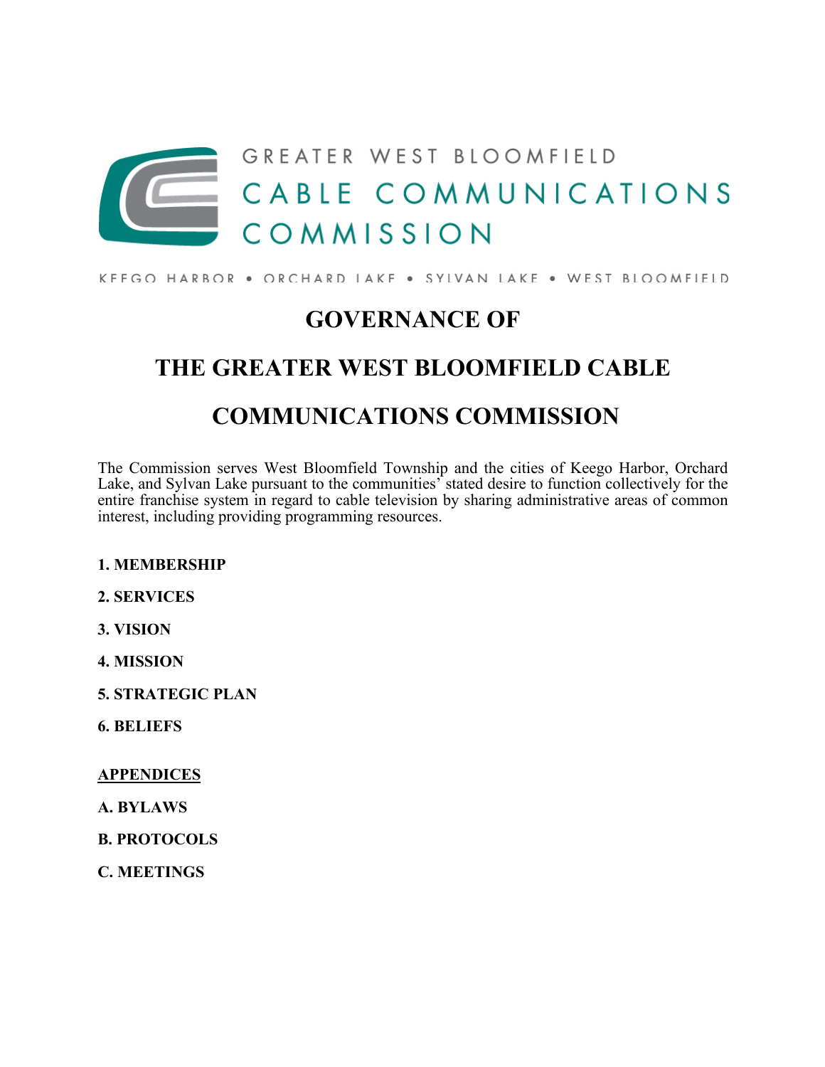GREATER WEST BLOOMFIELD

CABLE COMMUNICATIONS

COMMISSION

KEEGO HARBOR • ORCHARD LAKE • SYLVAN LAKE • WEST BLOOMFIELD

# GOVERNANCE OF

# THE GREATER WEST BLOOMFIELD CABLE

# COMMUNICATIONS COMMISSION

The Commission serves West Bloomfield Township and the cities of Keego Harbor, Orchard Lake, and Sylvan Lake pursuant to the communities' stated desire to function collectively for the entire franchise system in regard to cable television by sharing administrative areas of common interest, including providing programming resources.

**1. MEMBERSHIP**

**2. SERVICES**

**3. VISION**

**4. MISSION**

**5. STRATEGIC PLAN**

**6. BELIEFS**

**APPENDICES**

**A. BYLAWS**

**B. PROTOCOLS**

**C. MEETINGS**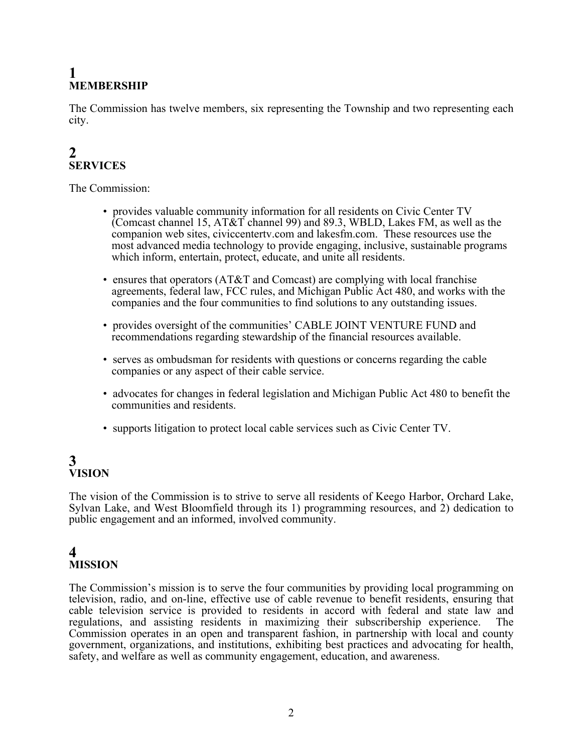## 1
## MEMBERSHIP

The Commission has twelve members, six representing the Township and two representing each city.

## 2
## SERVICES

The Commission:

- provides valuable community information for all residents on Civic Center TV (Comcast channel 15, AT&T channel 99) and 89.3, WBLD, Lakes FM, as well as the companion web sites, civiccentertv.com and lakesfm.com. These resources use the most advanced media technology to provide engaging, inclusive, sustainable programs which inform, entertain, protect, educate, and unite all residents.

- ensures that operators (AT&T and Comcast) are complying with local franchise agreements, federal law, FCC rules, and Michigan Public Act 480, and works with the companies and the four communities to find solutions to any outstanding issues.

- provides oversight of the communities' CABLE JOINT VENTURE FUND and recommendations regarding stewardship of the financial resources available.

- serves as ombudsman for residents with questions or concerns regarding the cable companies or any aspect of their cable service.

- advocates for changes in federal legislation and Michigan Public Act 480 to benefit the communities and residents.

- supports litigation to protect local cable services such as Civic Center TV.

## 3
## VISION

The vision of the Commission is to strive to serve all residents of Keego Harbor, Orchard Lake, Sylvan Lake, and West Bloomfield through its 1) programming resources, and 2) dedication to public engagement and an informed, involved community.

## 4
## MISSION

The Commission's mission is to serve the four communities by providing local programming on television, radio, and on-line, effective use of cable revenue to benefit residents, ensuring that cable television service is provided to residents in accord with federal and state law and regulations, and assisting residents in maximizing their subscribership experience. The Commission operates in an open and transparent fashion, in partnership with local and county government, organizations, and institutions, exhibiting best practices and advocating for health, safety, and welfare as well as community engagement, education, and awareness.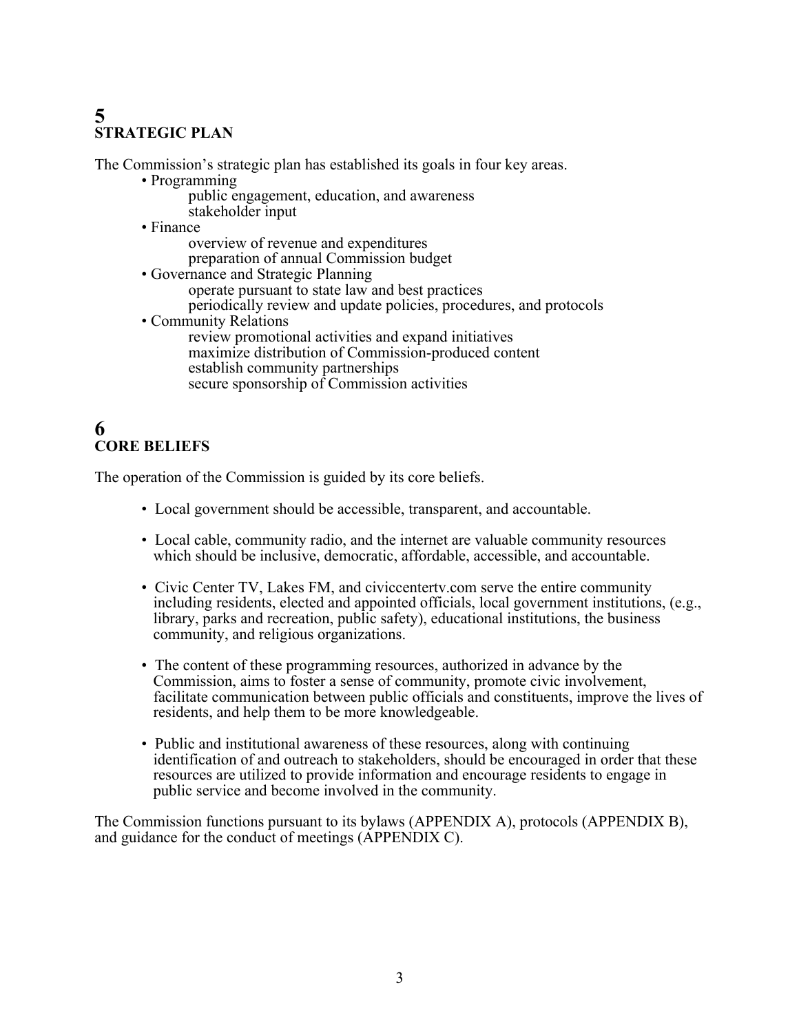## 5
## STRATEGIC PLAN

The Commission's strategic plan has established its goals in four key areas.

- Programming
  - public engagement, education, and awareness
  - stakeholder input
- Finance
  - overview of revenue and expenditures
  - preparation of annual Commission budget
- Governance and Strategic Planning
  - operate pursuant to state law and best practices
  - periodically review and update policies, procedures, and protocols
- Community Relations
  - review promotional activities and expand initiatives
  - maximize distribution of Commission-produced content
  - establish community partnerships
  - secure sponsorship of Commission activities

## 6
## CORE BELIEFS

The operation of the Commission is guided by its core beliefs.

- Local government should be accessible, transparent, and accountable.
- Local cable, community radio, and the internet are valuable community resources which should be inclusive, democratic, affordable, accessible, and accountable.
- Civic Center TV, Lakes FM, and civiccentertv.com serve the entire community including residents, elected and appointed officials, local government institutions, (e.g., library, parks and recreation, public safety), educational institutions, the business community, and religious organizations.
- The content of these programming resources, authorized in advance by the Commission, aims to foster a sense of community, promote civic involvement, facilitate communication between public officials and constituents, improve the lives of residents, and help them to be more knowledgeable.
- Public and institutional awareness of these resources, along with continuing identification of and outreach to stakeholders, should be encouraged in order that these resources are utilized to provide information and encourage residents to engage in public service and become involved in the community.

The Commission functions pursuant to its bylaws (APPENDIX A), protocols (APPENDIX B), and guidance for the conduct of meetings (APPENDIX C).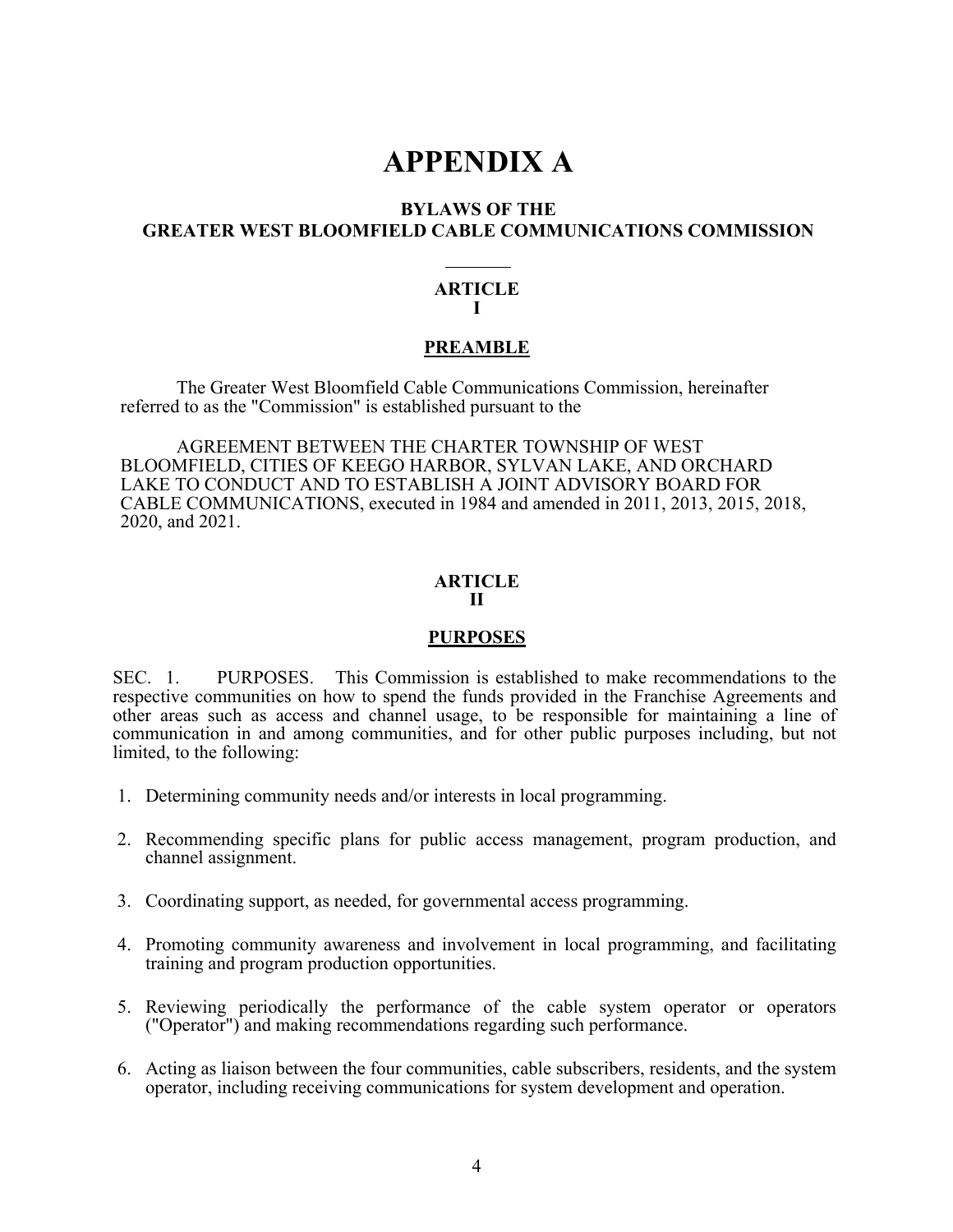# APPENDIX A

## BYLAWS OF THE GREATER WEST BLOOMFIELD CABLE COMMUNICATIONS COMMISSION

### ARTICLE I

### PREAMBLE

The Greater West Bloomfield Cable Communications Commission, hereinafter referred to as the "Commission" is established pursuant to the

AGREEMENT BETWEEN THE CHARTER TOWNSHIP OF WEST BLOOMFIELD, CITIES OF KEEGO HARBOR, SYLVAN LAKE, AND ORCHARD LAKE TO CONDUCT AND TO ESTABLISH A JOINT ADVISORY BOARD FOR CABLE COMMUNICATIONS, executed in 1984 and amended in 2011, 2013, 2015, 2018, 2020, and 2021.

### ARTICLE II

### PURPOSES

SEC. 1. PURPOSES. This Commission is established to make recommendations to the respective communities on how to spend the funds provided in the Franchise Agreements and other areas such as access and channel usage, to be responsible for maintaining a line of communication in and among communities, and for other public purposes including, but not limited, to the following:

1. Determining community needs and/or interests in local programming.
2. Recommending specific plans for public access management, program production, and channel assignment.
3. Coordinating support, as needed, for governmental access programming.
4. Promoting community awareness and involvement in local programming, and facilitating training and program production opportunities.
5. Reviewing periodically the performance of the cable system operator or operators ("Operator") and making recommendations regarding such performance.
6. Acting as liaison between the four communities, cable subscribers, residents, and the system operator, including receiving communications for system development and operation.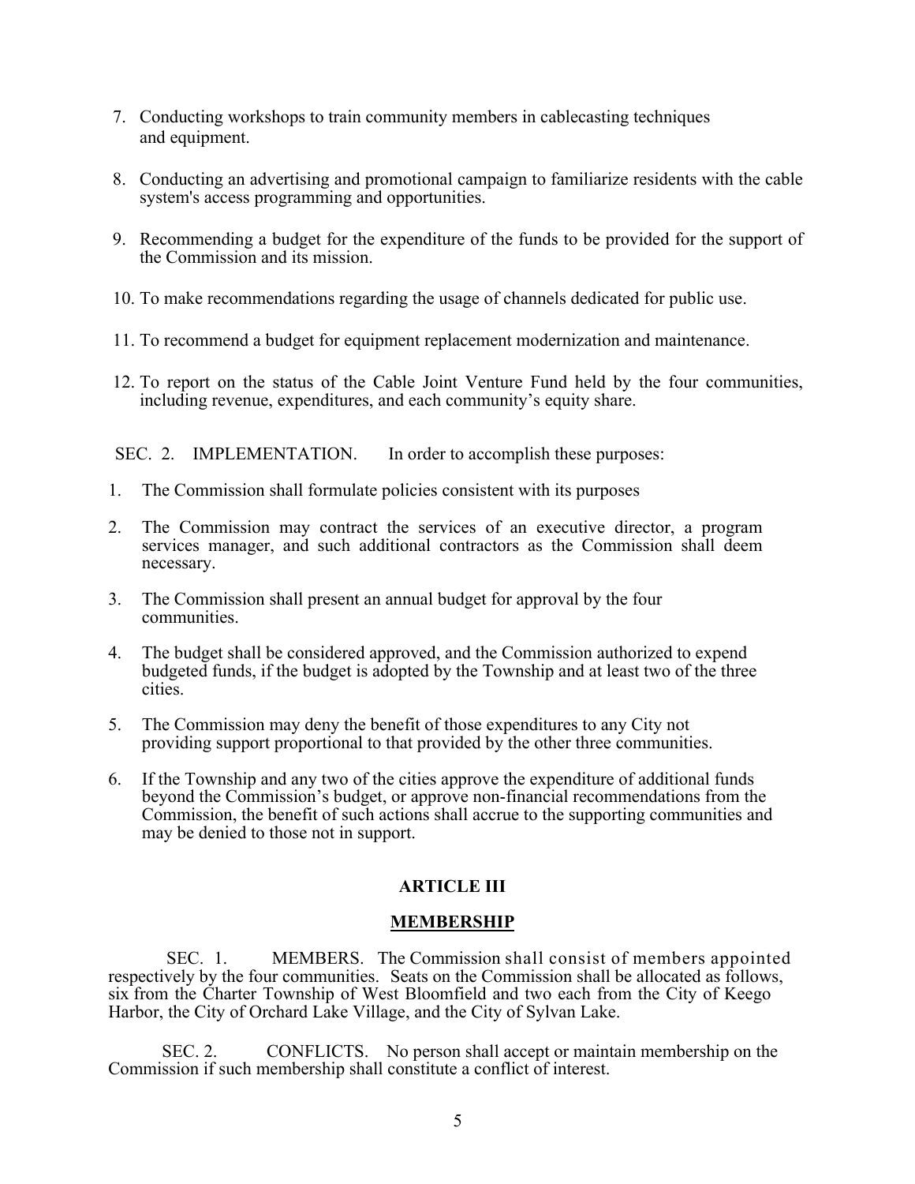7. Conducting workshops to train community members in cablecasting techniques and equipment.

8. Conducting an advertising and promotional campaign to familiarize residents with the cable system's access programming and opportunities.

9. Recommending a budget for the expenditure of the funds to be provided for the support of the Commission and its mission.

10. To make recommendations regarding the usage of channels dedicated for public use.

11. To recommend a budget for equipment replacement modernization and maintenance.

12. To report on the status of the Cable Joint Venture Fund held by the four communities, including revenue, expenditures, and each community's equity share.

SEC. 2. IMPLEMENTATION. In order to accomplish these purposes:

1. The Commission shall formulate policies consistent with its purposes

2. The Commission may contract the services of an executive director, a program services manager, and such additional contractors as the Commission shall deem necessary.

3. The Commission shall present an annual budget for approval by the four communities.

4. The budget shall be considered approved, and the Commission authorized to expend budgeted funds, if the budget is adopted by the Township and at least two of the three cities.

5. The Commission may deny the benefit of those expenditures to any City not providing support proportional to that provided by the other three communities.

6. If the Township and any two of the cities approve the expenditure of additional funds beyond the Commission's budget, or approve non-financial recommendations from the Commission, the benefit of such actions shall accrue to the supporting communities and may be denied to those not in support.

## ARTICLE III

## MEMBERSHIP

SEC. 1. MEMBERS. The Commission shall consist of members appointed respectively by the four communities. Seats on the Commission shall be allocated as follows, six from the Charter Township of West Bloomfield and two each from the City of Keego Harbor, the City of Orchard Lake Village, and the City of Sylvan Lake.

SEC. 2. CONFLICTS. No person shall accept or maintain membership on the Commission if such membership shall constitute a conflict of interest.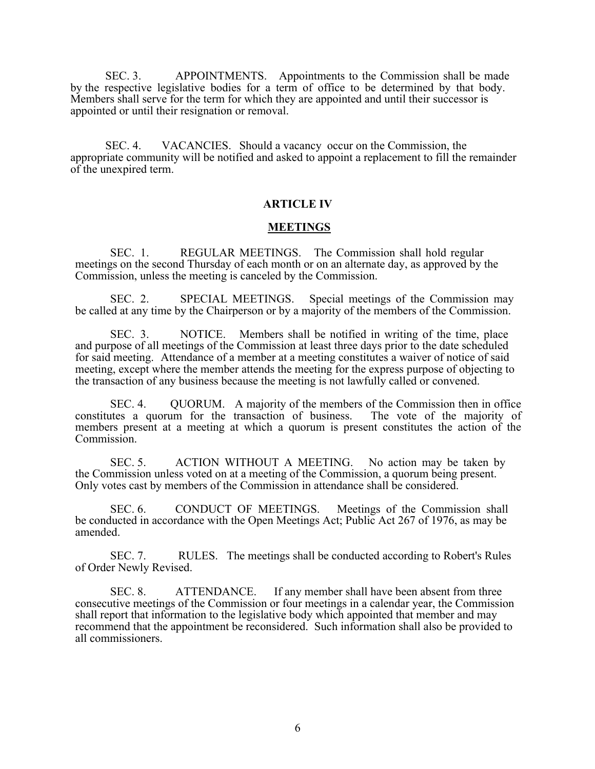SEC. 3. APPOINTMENTS. Appointments to the Commission shall be made by the respective legislative bodies for a term of office to be determined by that body. Members shall serve for the term for which they are appointed and until their successor is appointed or until their resignation or removal.

SEC. 4. VACANCIES. Should a vacancy occur on the Commission, the appropriate community will be notified and asked to appoint a replacement to fill the remainder of the unexpired term.

## ARTICLE IV

## MEETINGS

SEC. 1. REGULAR MEETINGS. The Commission shall hold regular meetings on the second Thursday of each month or on an alternate day, as approved by the Commission, unless the meeting is canceled by the Commission.

SEC. 2. SPECIAL MEETINGS. Special meetings of the Commission may be called at any time by the Chairperson or by a majority of the members of the Commission.

SEC. 3. NOTICE. Members shall be notified in writing of the time, place and purpose of all meetings of the Commission at least three days prior to the date scheduled for said meeting. Attendance of a member at a meeting constitutes a waiver of notice of said meeting, except where the member attends the meeting for the express purpose of objecting to the transaction of any business because the meeting is not lawfully called or convened.

SEC. 4. QUORUM. A majority of the members of the Commission then in office constitutes a quorum for the transaction of business. The vote of the majority of members present at a meeting at which a quorum is present constitutes the action of the Commission.

SEC. 5. ACTION WITHOUT A MEETING. No action may be taken by the Commission unless voted on at a meeting of the Commission, a quorum being present. Only votes cast by members of the Commission in attendance shall be considered.

SEC. 6. CONDUCT OF MEETINGS. Meetings of the Commission shall be conducted in accordance with the Open Meetings Act; Public Act 267 of 1976, as may be amended.

SEC. 7. RULES. The meetings shall be conducted according to Robert's Rules of Order Newly Revised.

SEC. 8. ATTENDANCE. If any member shall have been absent from three consecutive meetings of the Commission or four meetings in a calendar year, the Commission shall report that information to the legislative body which appointed that member and may recommend that the appointment be reconsidered. Such information shall also be provided to all commissioners.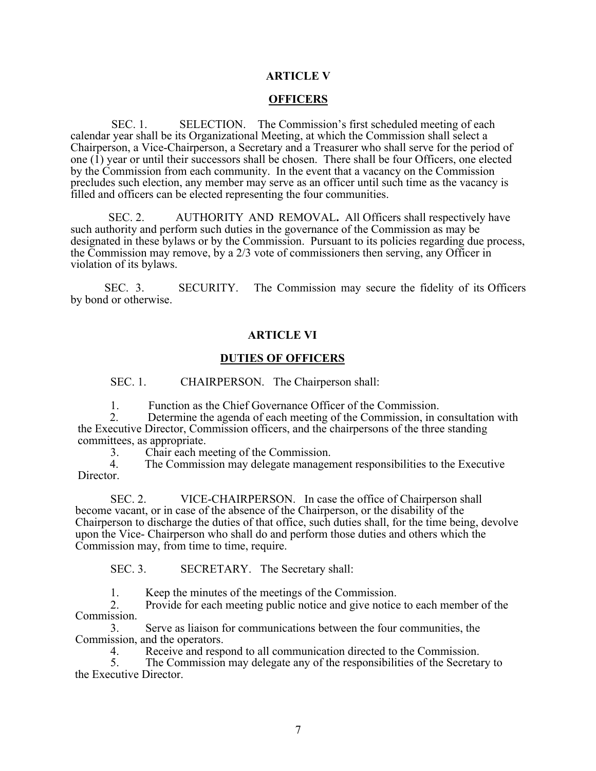## ARTICLE V

## OFFICERS

SEC. 1. SELECTION. The Commission's first scheduled meeting of each calendar year shall be its Organizational Meeting, at which the Commission shall select a Chairperson, a Vice-Chairperson, a Secretary and a Treasurer who shall serve for the period of one (1) year or until their successors shall be chosen. There shall be four Officers, one elected by the Commission from each community. In the event that a vacancy on the Commission precludes such election, any member may serve as an officer until such time as the vacancy is filled and officers can be elected representing the four communities.

SEC. 2. AUTHORITY AND REMOVAL**.** All Officers shall respectively have such authority and perform such duties in the governance of the Commission as may be designated in these bylaws or by the Commission. Pursuant to its policies regarding due process, the Commission may remove, by a 2/3 vote of commissioners then serving, any Officer in violation of its bylaws.

SEC. 3. SECURITY. The Commission may secure the fidelity of its Officers by bond or otherwise.

## ARTICLE VI

## DUTIES OF OFFICERS

SEC. 1. CHAIRPERSON. The Chairperson shall:

1. Function as the Chief Governance Officer of the Commission.
2. Determine the agenda of each meeting of the Commission, in consultation with the Executive Director, Commission officers, and the chairpersons of the three standing committees, as appropriate.
3. Chair each meeting of the Commission.
4. The Commission may delegate management responsibilities to the Executive Director.

SEC. 2. VICE-CHAIRPERSON. In case the office of Chairperson shall become vacant, or in case of the absence of the Chairperson, or the disability of the Chairperson to discharge the duties of that office, such duties shall, for the time being, devolve upon the Vice- Chairperson who shall do and perform those duties and others which the Commission may, from time to time, require.

SEC. 3. SECRETARY. The Secretary shall:

1. Keep the minutes of the meetings of the Commission.
2. Provide for each meeting public notice and give notice to each member of the Commission.
3. Serve as liaison for communications between the four communities, the Commission, and the operators.
4. Receive and respond to all communication directed to the Commission.
5. The Commission may delegate any of the responsibilities of the Secretary to the Executive Director.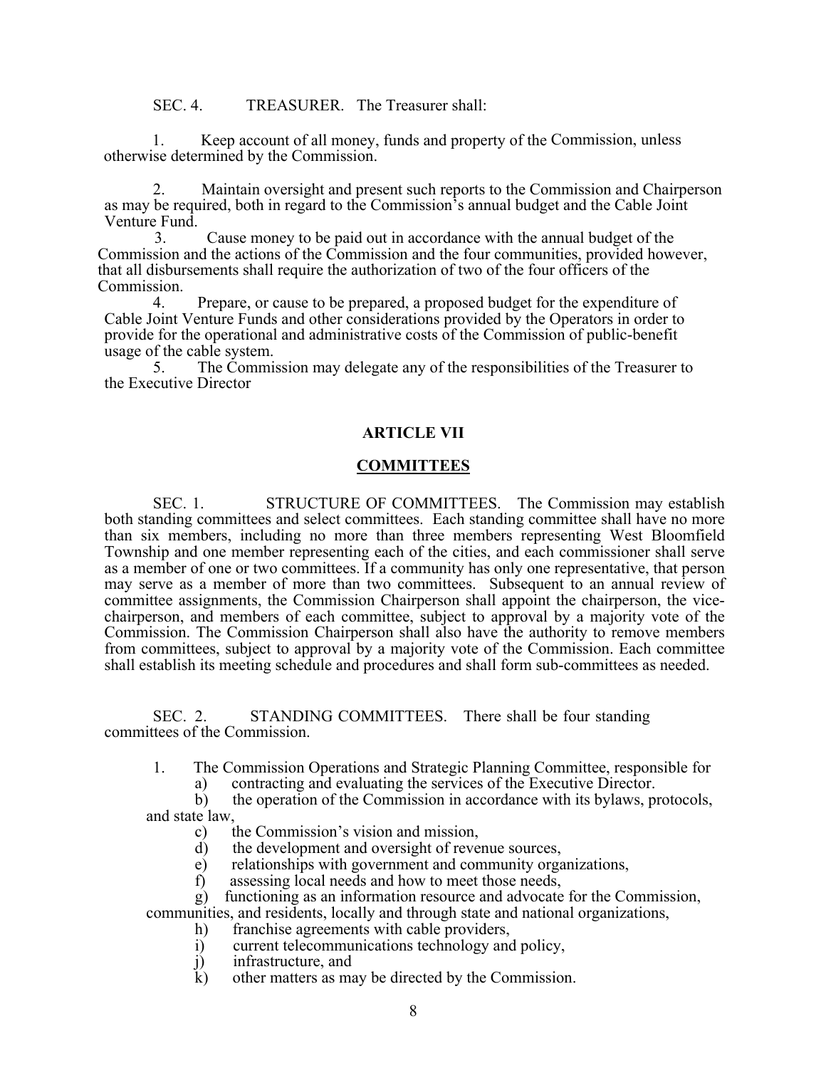SEC. 4. TREASURER. The Treasurer shall:

1. Keep account of all money, funds and property of the Commission, unless otherwise determined by the Commission.

2. Maintain oversight and present such reports to the Commission and Chairperson as may be required, both in regard to the Commission's annual budget and the Cable Joint Venture Fund.

3. Cause money to be paid out in accordance with the annual budget of the Commission and the actions of the Commission and the four communities, provided however, that all disbursements shall require the authorization of two of the four officers of the Commission.

4. Prepare, or cause to be prepared, a proposed budget for the expenditure of Cable Joint Venture Funds and other considerations provided by the Operators in order to provide for the operational and administrative costs of the Commission of public-benefit usage of the cable system.

5. The Commission may delegate any of the responsibilities of the Treasurer to the Executive Director

## ARTICLE VII

## COMMITTEES

SEC. 1. STRUCTURE OF COMMITTEES. The Commission may establish both standing committees and select committees. Each standing committee shall have no more than six members, including no more than three members representing West Bloomfield Township and one member representing each of the cities, and each commissioner shall serve as a member of one or two committees. If a community has only one representative, that person may serve as a member of more than two committees. Subsequent to an annual review of committee assignments, the Commission Chairperson shall appoint the chairperson, the vice-chairperson, and members of each committee, subject to approval by a majority vote of the Commission. The Commission Chairperson shall also have the authority to remove members from committees, subject to approval by a majority vote of the Commission. Each committee shall establish its meeting schedule and procedures and shall form sub-committees as needed.

SEC. 2. STANDING COMMITTEES. There shall be four standing committees of the Commission.

1. The Commission Operations and Strategic Planning Committee, responsible for
   a) contracting and evaluating the services of the Executive Director.
   b) the operation of the Commission in accordance with its bylaws, protocols, and state law,
   c) the Commission's vision and mission,
   d) the development and oversight of revenue sources,
   e) relationships with government and community organizations,
   f) assessing local needs and how to meet those needs,
   g) functioning as an information resource and advocate for the Commission, communities, and residents, locally and through state and national organizations,
   h) franchise agreements with cable providers,
   i) current telecommunications technology and policy,
   j) infrastructure, and
   k) other matters as may be directed by the Commission.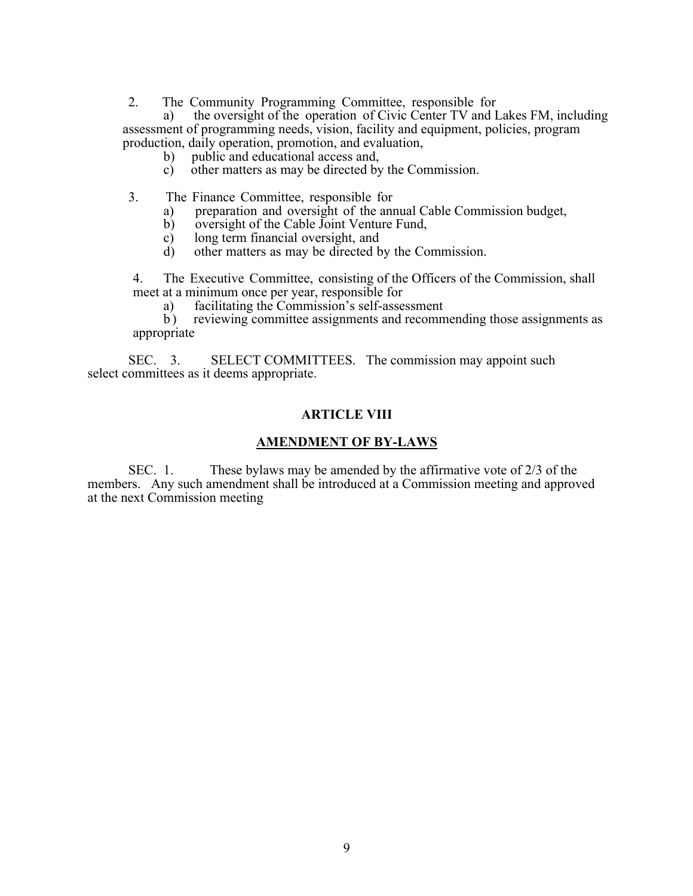2. The Community Programming Committee, responsible for

   a) the oversight of the operation of Civic Center TV and Lakes FM, including assessment of programming needs, vision, facility and equipment, policies, program production, daily operation, promotion, and evaluation,

   b) public and educational access and,

   c) other matters as may be directed by the Commission.

3. The Finance Committee, responsible for

   a) preparation and oversight of the annual Cable Commission budget,

   b) oversight of the Cable Joint Venture Fund,

   c) long term financial oversight, and

   d) other matters as may be directed by the Commission.

4. The Executive Committee, consisting of the Officers of the Commission, shall meet at a minimum once per year, responsible for

   a) facilitating the Commission's self-assessment

   b) reviewing committee assignments and recommending those assignments as appropriate

SEC. 3. SELECT COMMITTEES. The commission may appoint such select committees as it deems appropriate.

## ARTICLE VIII

## AMENDMENT OF BY-LAWS

SEC. 1. These bylaws may be amended by the affirmative vote of 2/3 of the members. Any such amendment shall be introduced at a Commission meeting and approved at the next Commission meeting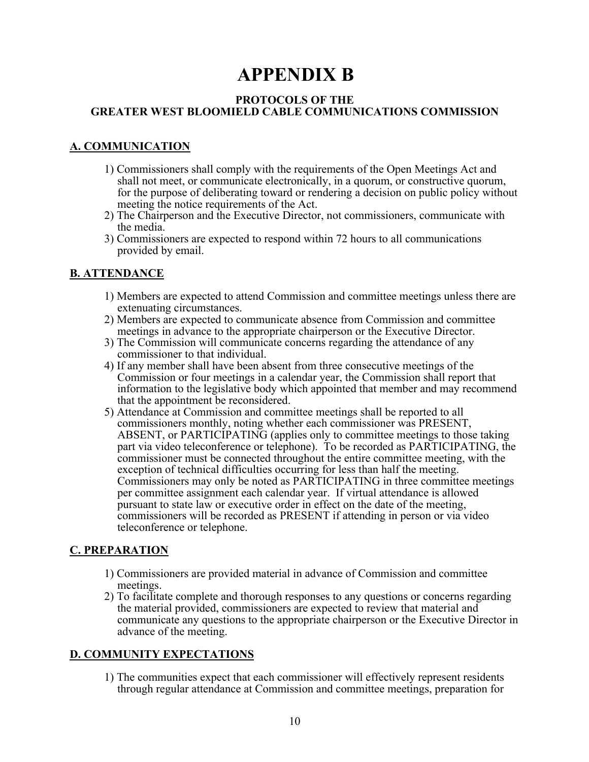# APPENDIX B

## PROTOCOLS OF THE GREATER WEST BLOOMIELD CABLE COMMUNICATIONS COMMISSION

### A. COMMUNICATION

1) Commissioners shall comply with the requirements of the Open Meetings Act and shall not meet, or communicate electronically, in a quorum, or constructive quorum, for the purpose of deliberating toward or rendering a decision on public policy without meeting the notice requirements of the Act.
2) The Chairperson and the Executive Director, not commissioners, communicate with the media.
3) Commissioners are expected to respond within 72 hours to all communications provided by email.

### B. ATTENDANCE

1) Members are expected to attend Commission and committee meetings unless there are extenuating circumstances.
2) Members are expected to communicate absence from Commission and committee meetings in advance to the appropriate chairperson or the Executive Director.
3) The Commission will communicate concerns regarding the attendance of any commissioner to that individual.
4) If any member shall have been absent from three consecutive meetings of the Commission or four meetings in a calendar year, the Commission shall report that information to the legislative body which appointed that member and may recommend that the appointment be reconsidered.
5) Attendance at Commission and committee meetings shall be reported to all commissioners monthly, noting whether each commissioner was PRESENT, ABSENT, or PARTICIPATING (applies only to committee meetings to those taking part via video teleconference or telephone). To be recorded as PARTICIPATING, the commissioner must be connected throughout the entire committee meeting, with the exception of technical difficulties occurring for less than half the meeting. Commissioners may only be noted as PARTICIPATING in three committee meetings per committee assignment each calendar year. If virtual attendance is allowed pursuant to state law or executive order in effect on the date of the meeting, commissioners will be recorded as PRESENT if attending in person or via video teleconference or telephone.

### C. PREPARATION

1) Commissioners are provided material in advance of Commission and committee meetings.
2) To facilitate complete and thorough responses to any questions or concerns regarding the material provided, commissioners are expected to review that material and communicate any questions to the appropriate chairperson or the Executive Director in advance of the meeting.

### D. COMMUNITY EXPECTATIONS

1) The communities expect that each commissioner will effectively represent residents through regular attendance at Commission and committee meetings, preparation for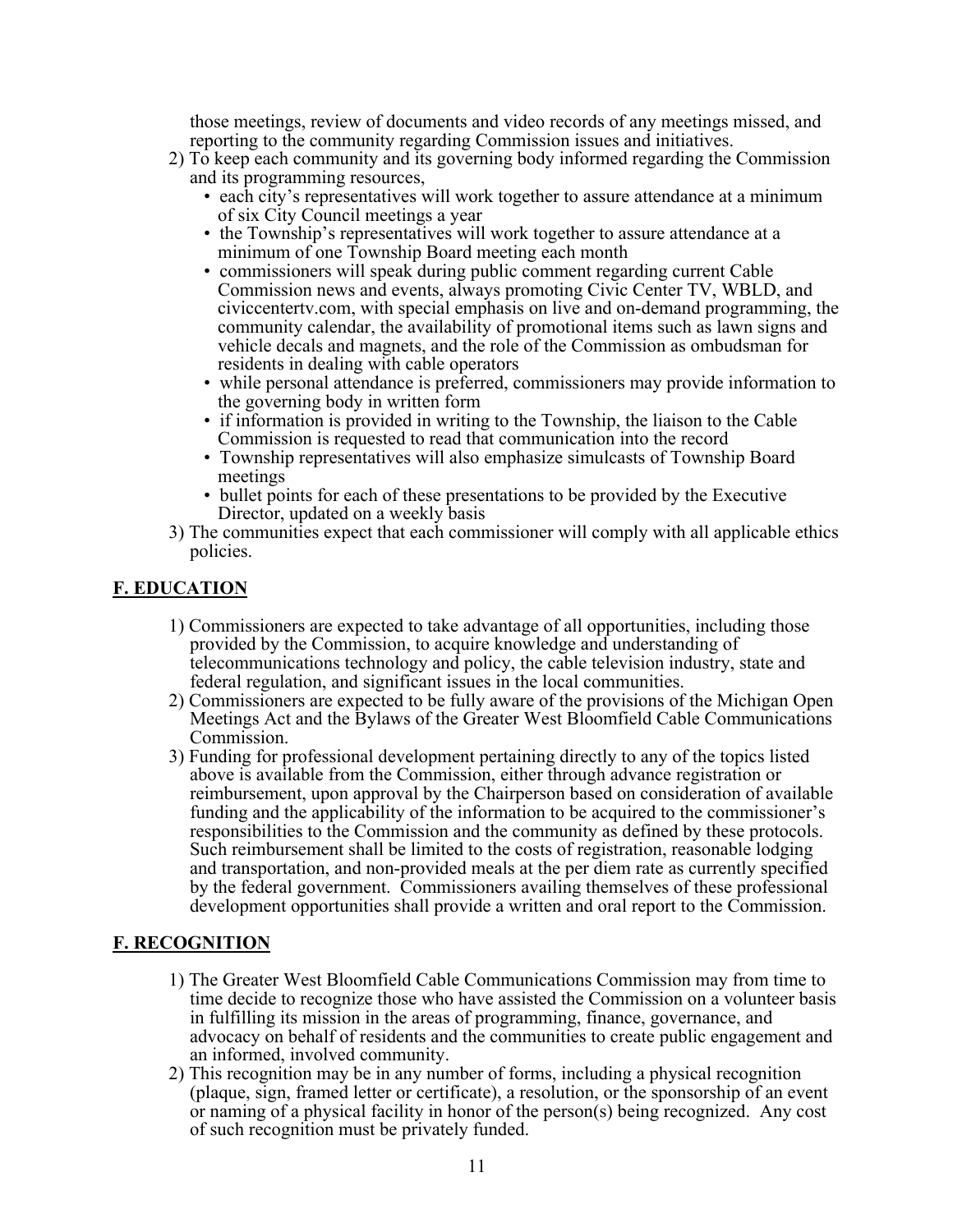those meetings, review of documents and video records of any meetings missed, and reporting to the community regarding Commission issues and initiatives.

2) To keep each community and its governing body informed regarding the Commission and its programming resources,
   - each city's representatives will work together to assure attendance at a minimum of six City Council meetings a year
   - the Township's representatives will work together to assure attendance at a minimum of one Township Board meeting each month
   - commissioners will speak during public comment regarding current Cable Commission news and events, always promoting Civic Center TV, WBLD, and civiccentertv.com, with special emphasis on live and on-demand programming, the community calendar, the availability of promotional items such as lawn signs and vehicle decals and magnets, and the role of the Commission as ombudsman for residents in dealing with cable operators
   - while personal attendance is preferred, commissioners may provide information to the governing body in written form
   - if information is provided in writing to the Township, the liaison to the Cable Commission is requested to read that communication into the record
   - Township representatives will also emphasize simulcasts of Township Board meetings
   - bullet points for each of these presentations to be provided by the Executive Director, updated on a weekly basis
3) The communities expect that each commissioner will comply with all applicable ethics policies.

## F. EDUCATION

1) Commissioners are expected to take advantage of all opportunities, including those provided by the Commission, to acquire knowledge and understanding of telecommunications technology and policy, the cable television industry, state and federal regulation, and significant issues in the local communities.
2) Commissioners are expected to be fully aware of the provisions of the Michigan Open Meetings Act and the Bylaws of the Greater West Bloomfield Cable Communications Commission.
3) Funding for professional development pertaining directly to any of the topics listed above is available from the Commission, either through advance registration or reimbursement, upon approval by the Chairperson based on consideration of available funding and the applicability of the information to be acquired to the commissioner's responsibilities to the Commission and the community as defined by these protocols. Such reimbursement shall be limited to the costs of registration, reasonable lodging and transportation, and non-provided meals at the per diem rate as currently specified by the federal government. Commissioners availing themselves of these professional development opportunities shall provide a written and oral report to the Commission.

## F. RECOGNITION

1) The Greater West Bloomfield Cable Communications Commission may from time to time decide to recognize those who have assisted the Commission on a volunteer basis in fulfilling its mission in the areas of programming, finance, governance, and advocacy on behalf of residents and the communities to create public engagement and an informed, involved community.
2) This recognition may be in any number of forms, including a physical recognition (plaque, sign, framed letter or certificate), a resolution, or the sponsorship of an event or naming of a physical facility in honor of the person(s) being recognized. Any cost of such recognition must be privately funded.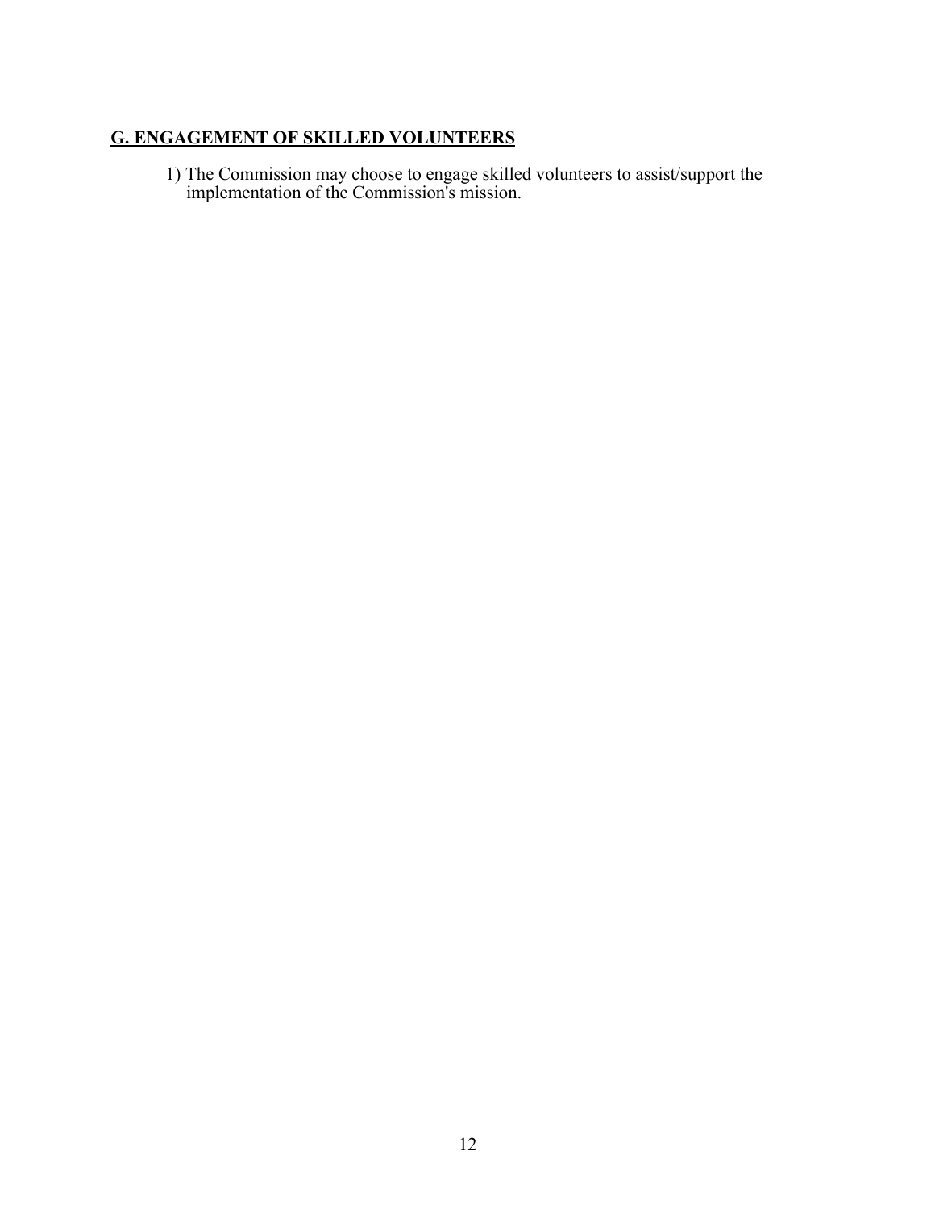## **G. ENGAGEMENT OF SKILLED VOLUNTEERS**

1) The Commission may choose to engage skilled volunteers to assist/support the implementation of the Commission's mission.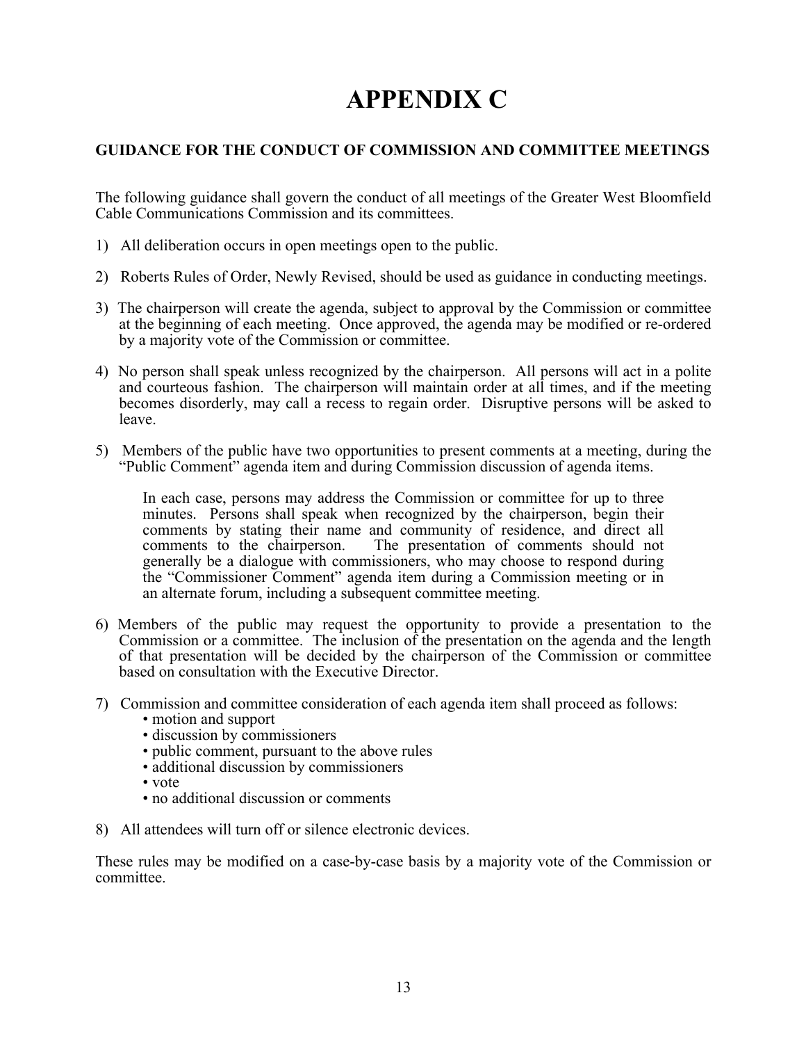# APPENDIX C

**GUIDANCE FOR THE CONDUCT OF COMMISSION AND COMMITTEE MEETINGS**

The following guidance shall govern the conduct of all meetings of the Greater West Bloomfield Cable Communications Commission and its committees.

1) All deliberation occurs in open meetings open to the public.

2) Roberts Rules of Order, Newly Revised, should be used as guidance in conducting meetings.

3) The chairperson will create the agenda, subject to approval by the Commission or committee at the beginning of each meeting. Once approved, the agenda may be modified or re-ordered by a majority vote of the Commission or committee.

4) No person shall speak unless recognized by the chairperson. All persons will act in a polite and courteous fashion. The chairperson will maintain order at all times, and if the meeting becomes disorderly, may call a recess to regain order. Disruptive persons will be asked to leave.

5) Members of the public have two opportunities to present comments at a meeting, during the "Public Comment" agenda item and during Commission discussion of agenda items.

   In each case, persons may address the Commission or committee for up to three minutes. Persons shall speak when recognized by the chairperson, begin their comments by stating their name and community of residence, and direct all comments to the chairperson. The presentation of comments should not generally be a dialogue with commissioners, who may choose to respond during the "Commissioner Comment" agenda item during a Commission meeting or in an alternate forum, including a subsequent committee meeting.

6) Members of the public may request the opportunity to provide a presentation to the Commission or a committee. The inclusion of the presentation on the agenda and the length of that presentation will be decided by the chairperson of the Commission or committee based on consultation with the Executive Director.

7) Commission and committee consideration of each agenda item shall proceed as follows:
   - motion and support
   - discussion by commissioners
   - public comment, pursuant to the above rules
   - additional discussion by commissioners
   - vote
   - no additional discussion or comments

8) All attendees will turn off or silence electronic devices.

These rules may be modified on a case-by-case basis by a majority vote of the Commission or committee.